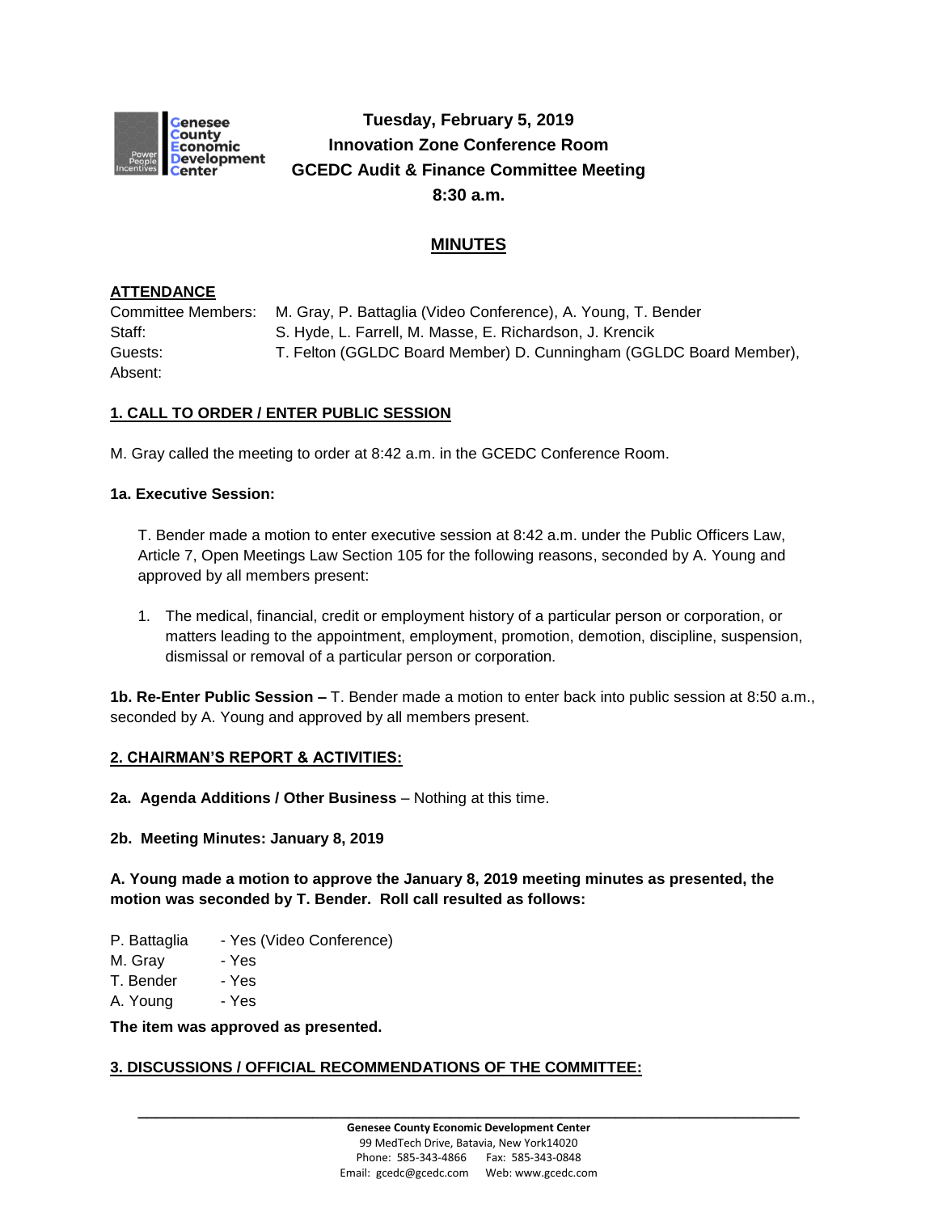**Tuesday, February 5, 2019**
**Innovation Zone Conference Room**
**GCEDC Audit & Finance Committee Meeting**
**8:30 a.m.**

## MINUTES

**ATTENDANCE**

Committee Members: M. Gray, P. Battaglia (Video Conference), A. Young, T. Bender
Staff: S. Hyde, L. Farrell, M. Masse, E. Richardson, J. Krencik
Guests: T. Felton (GGLDC Board Member) D. Cunningham (GGLDC Board Member),
Absent:

**1. CALL TO ORDER / ENTER PUBLIC SESSION**

M. Gray called the meeting to order at 8:42 a.m. in the GCEDC Conference Room.

**1a. Executive Session:**

T. Bender made a motion to enter executive session at 8:42 a.m. under the Public Officers Law, Article 7, Open Meetings Law Section 105 for the following reasons, seconded by A. Young and approved by all members present:

1. The medical, financial, credit or employment history of a particular person or corporation, or matters leading to the appointment, employment, promotion, demotion, discipline, suspension, dismissal or removal of a particular person or corporation.

**1b. Re-Enter Public Session –** T. Bender made a motion to enter back into public session at 8:50 a.m., seconded by A. Young and approved by all members present.

**2. CHAIRMAN'S REPORT & ACTIVITIES:**

**2a. Agenda Additions / Other Business** – Nothing at this time.

**2b. Meeting Minutes: January 8, 2019**

**A. Young made a motion to approve the January 8, 2019 meeting minutes as presented, the motion was seconded by T. Bender. Roll call resulted as follows:**

P. Battaglia - Yes (Video Conference)
M. Gray - Yes
T. Bender - Yes
A. Young - Yes

**The item was approved as presented.**

**3. DISCUSSIONS / OFFICIAL RECOMMENDATIONS OF THE COMMITTEE:**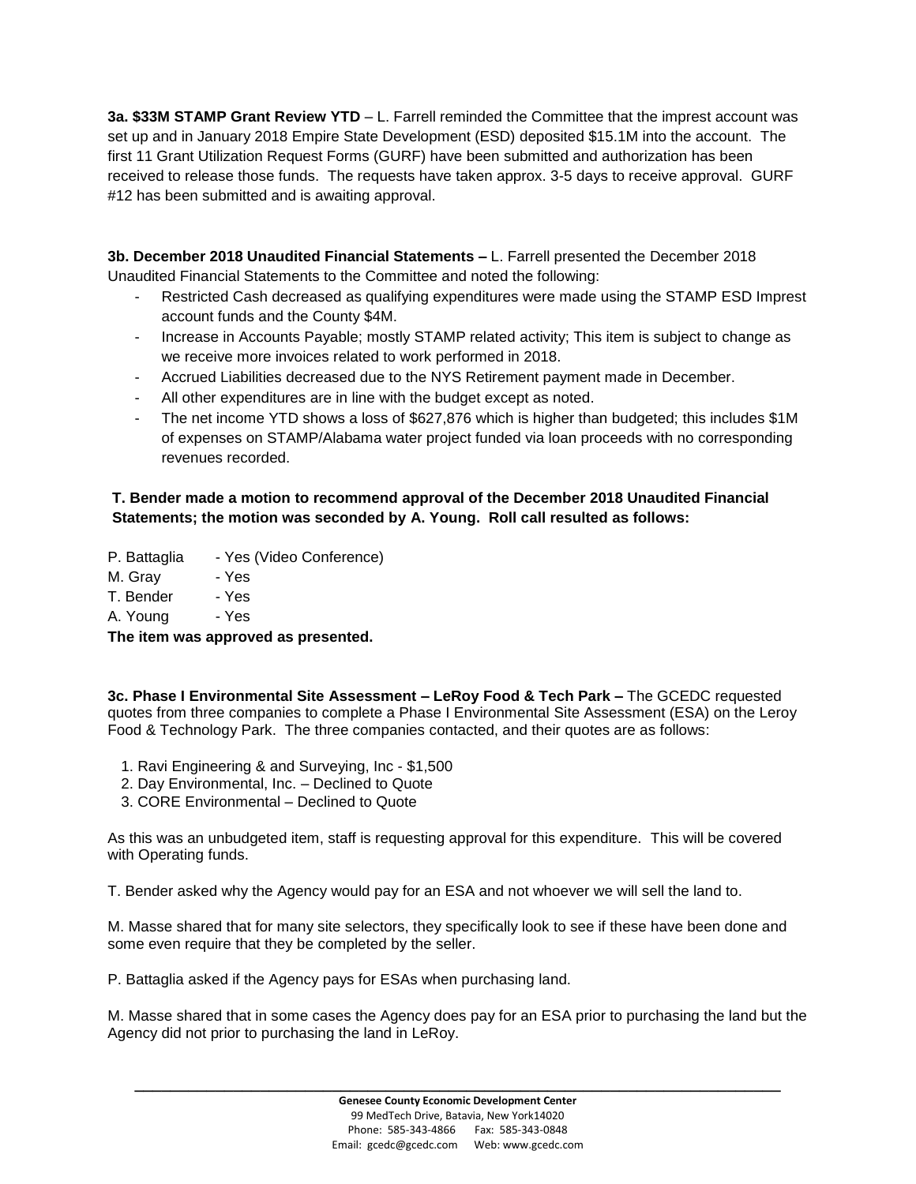**3a. $33M STAMP Grant Review YTD** – L. Farrell reminded the Committee that the imprest account was set up and in January 2018 Empire State Development (ESD) deposited $15.1M into the account. The first 11 Grant Utilization Request Forms (GURF) have been submitted and authorization has been received to release those funds. The requests have taken approx. 3-5 days to receive approval. GURF #12 has been submitted and is awaiting approval.

**3b. December 2018 Unaudited Financial Statements –** L. Farrell presented the December 2018 Unaudited Financial Statements to the Committee and noted the following:

- Restricted Cash decreased as qualifying expenditures were made using the STAMP ESD Imprest account funds and the County $4M.
- Increase in Accounts Payable; mostly STAMP related activity; This item is subject to change as we receive more invoices related to work performed in 2018.
- Accrued Liabilities decreased due to the NYS Retirement payment made in December.
- All other expenditures are in line with the budget except as noted.
- The net income YTD shows a loss of $627,876 which is higher than budgeted; this includes $1M of expenses on STAMP/Alabama water project funded via loan proceeds with no corresponding revenues recorded.

**T. Bender made a motion to recommend approval of the December 2018 Unaudited Financial Statements; the motion was seconded by A. Young. Roll call resulted as follows:**

P. Battaglia - Yes (Video Conference)
M. Gray - Yes
T. Bender - Yes
A. Young - Yes

**The item was approved as presented.**

**3c. Phase I Environmental Site Assessment – LeRoy Food & Tech Park –** The GCEDC requested quotes from three companies to complete a Phase I Environmental Site Assessment (ESA) on the Leroy Food & Technology Park. The three companies contacted, and their quotes are as follows:

1. Ravi Engineering & and Surveying, Inc - $1,500
2. Day Environmental, Inc. – Declined to Quote
3. CORE Environmental – Declined to Quote

As this was an unbudgeted item, staff is requesting approval for this expenditure. This will be covered with Operating funds.

T. Bender asked why the Agency would pay for an ESA and not whoever we will sell the land to.

M. Masse shared that for many site selectors, they specifically look to see if these have been done and some even require that they be completed by the seller.

P. Battaglia asked if the Agency pays for ESAs when purchasing land.

M. Masse shared that in some cases the Agency does pay for an ESA prior to purchasing the land but the Agency did not prior to purchasing the land in LeRoy.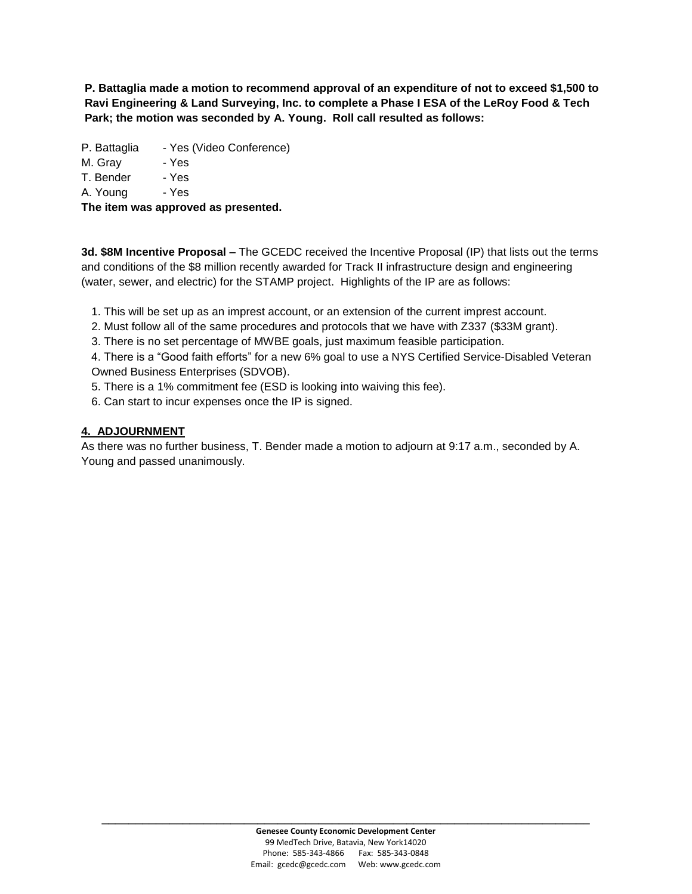**P. Battaglia made a motion to recommend approval of an expenditure of not to exceed $1,500 to Ravi Engineering & Land Surveying, Inc. to complete a Phase I ESA of the LeRoy Food & Tech Park; the motion was seconded by A. Young. Roll call resulted as follows:**

P. Battaglia - Yes (Video Conference)
M. Gray - Yes
T. Bender - Yes
A. Young - Yes

**The item was approved as presented.**

**3d. $8M Incentive Proposal –** The GCEDC received the Incentive Proposal (IP) that lists out the terms and conditions of the $8 million recently awarded for Track II infrastructure design and engineering (water, sewer, and electric) for the STAMP project. Highlights of the IP are as follows:

1. This will be set up as an imprest account, or an extension of the current imprest account.
2. Must follow all of the same procedures and protocols that we have with Z337 ($33M grant).
3. There is no set percentage of MWBE goals, just maximum feasible participation.
4. There is a "Good faith efforts" for a new 6% goal to use a NYS Certified Service-Disabled Veteran Owned Business Enterprises (SDVOB).
5. There is a 1% commitment fee (ESD is looking into waiving this fee).
6. Can start to incur expenses once the IP is signed.

## 4. ADJOURNMENT

As there was no further business, T. Bender made a motion to adjourn at 9:17 a.m., seconded by A. Young and passed unanimously.